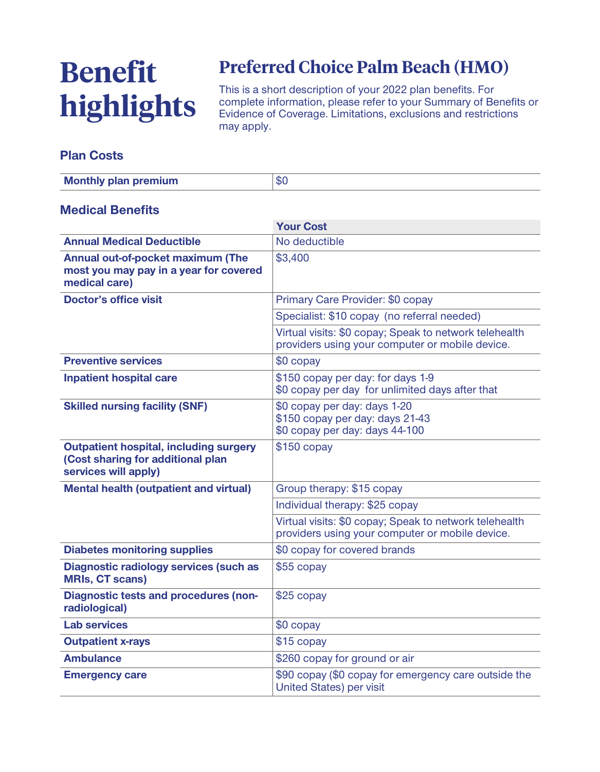# Benefit highlights

## Preferred Choice Palm Beach (HMO)

This is a short description of your 2022 plan benefits. For complete information, please refer to your Summary of Benefits or Evidence of Coverage. Limitations, exclusions and restrictions may apply.

### Plan Costs

| | |
|---|---|
| **Monthly plan premium** | $0 |

### Medical Benefits

| | Your Cost |
|---|---|
| **Annual Medical Deductible** | No deductible |
| **Annual out-of-pocket maximum (The most you may pay in a year for covered medical care)** | $3,400 |
| **Doctor's office visit** | Primary Care Provider: $0 copay |
| | Specialist: $10 copay (no referral needed) |
| | Virtual visits: $0 copay; Speak to network telehealth providers using your computer or mobile device. |
| **Preventive services** | $0 copay |
| **Inpatient hospital care** | $150 copay per day: for days 1-9<br>$0 copay per day for unlimited days after that |
| **Skilled nursing facility (SNF)** | $0 copay per day: days 1-20<br>$150 copay per day: days 21-43<br>$0 copay per day: days 44-100 |
| **Outpatient hospital, including surgery (Cost sharing for additional plan services will apply)** | $150 copay |
| **Mental health (outpatient and virtual)** | Group therapy: $15 copay |
| | Individual therapy: $25 copay |
| | Virtual visits: $0 copay; Speak to network telehealth providers using your computer or mobile device. |
| **Diabetes monitoring supplies** | $0 copay for covered brands |
| **Diagnostic radiology services (such as MRIs, CT scans)** | $55 copay |
| **Diagnostic tests and procedures (non-radiological)** | $25 copay |
| **Lab services** | $0 copay |
| **Outpatient x-rays** | $15 copay |
| **Ambulance** | $260 copay for ground or air |
| **Emergency care** | $90 copay ($0 copay for emergency care outside the United States) per visit |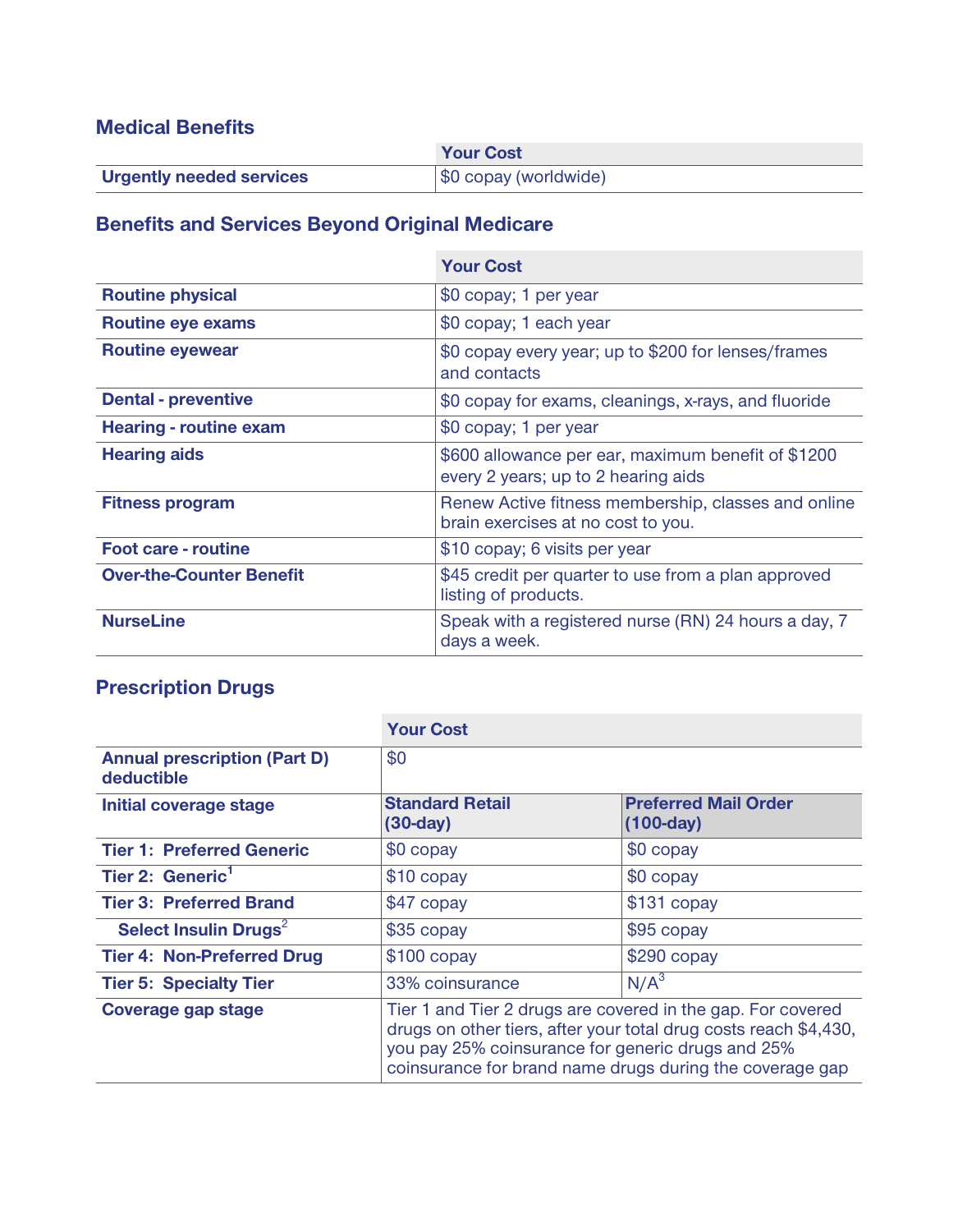## Medical Benefits

| | Your Cost |
|---|---|
| **Urgently needed services** | $0 copay (worldwide) |

## Benefits and Services Beyond Original Medicare

| | Your Cost |
|---|---|
| **Routine physical** | $0 copay; 1 per year |
| **Routine eye exams** | $0 copay; 1 each year |
| **Routine eyewear** | $0 copay every year; up to $200 for lenses/frames and contacts |
| **Dental - preventive** | $0 copay for exams, cleanings, x-rays, and fluoride |
| **Hearing - routine exam** | $0 copay; 1 per year |
| **Hearing aids** | $600 allowance per ear, maximum benefit of $1200 every 2 years; up to 2 hearing aids |
| **Fitness program** | Renew Active fitness membership, classes and online brain exercises at no cost to you. |
| **Foot care - routine** | $10 copay; 6 visits per year |
| **Over-the-Counter Benefit** | $45 credit per quarter to use from a plan approved listing of products. |
| **NurseLine** | Speak with a registered nurse (RN) 24 hours a day, 7 days a week. |

## Prescription Drugs

| | Your Cost | |
|---|---|---|
| **Annual prescription (Part D) deductible** | $0 | |
| **Initial coverage stage** | **Standard Retail (30-day)** | **Preferred Mail Order (100-day)** |
| **Tier 1: Preferred Generic** | $0 copay | $0 copay |
| **Tier 2: Generic**[1] | $10 copay | $0 copay |
| **Tier 3: Preferred Brand** | $47 copay | $131 copay |
| **Select Insulin Drugs**[2] | $35 copay | $95 copay |
| **Tier 4: Non-Preferred Drug** | $100 copay | $290 copay |
| **Tier 5: Specialty Tier** | 33% coinsurance | N/A[3] |
| **Coverage gap stage** | Tier 1 and Tier 2 drugs are covered in the gap. For covered drugs on other tiers, after your total drug costs reach $4,430, you pay 25% coinsurance for generic drugs and 25% coinsurance for brand name drugs during the coverage gap | |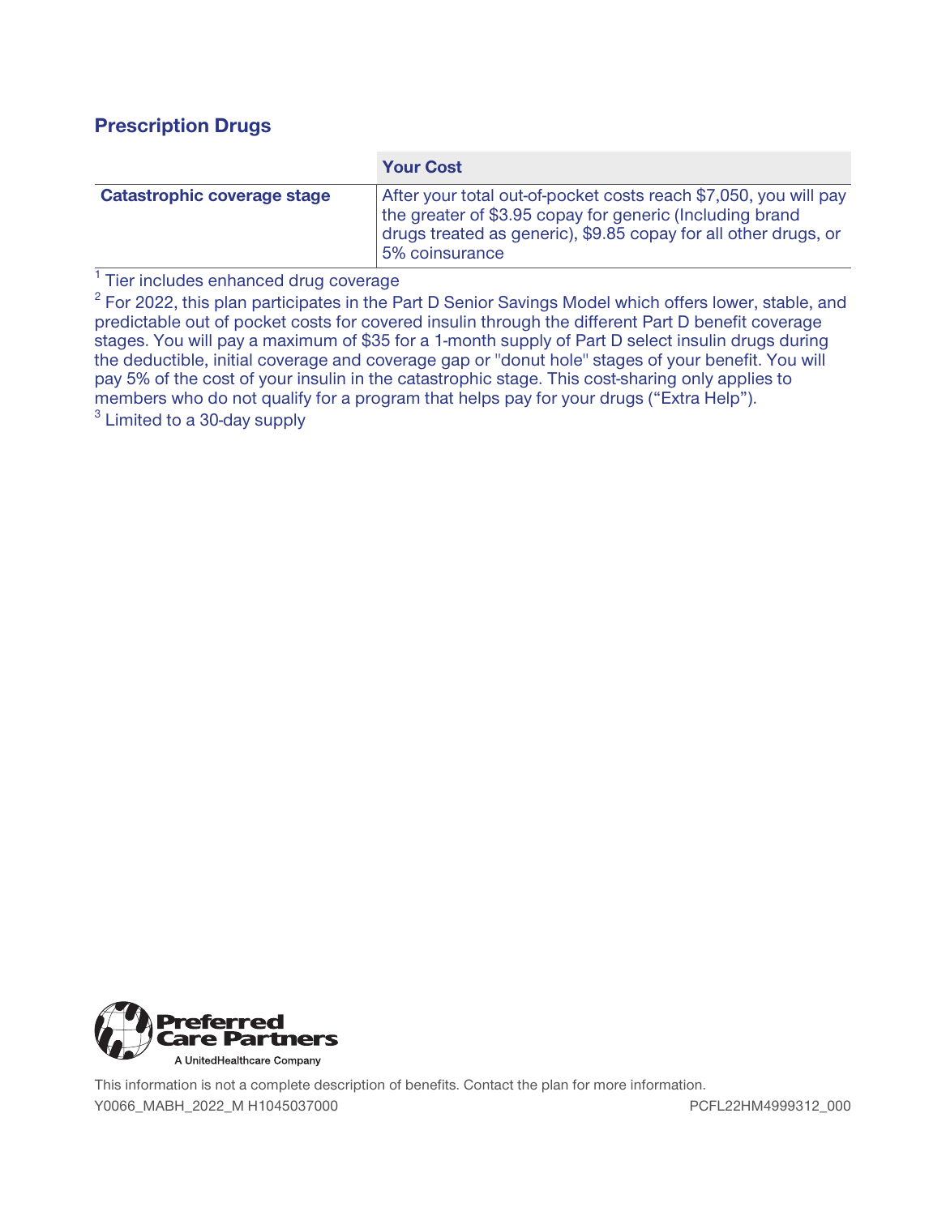## Prescription Drugs

| | Your Cost |
|---|---|
| **Catastrophic coverage stage** | After your total out-of-pocket costs reach $7,050, you will pay the greater of $3.95 copay for generic (Including brand drugs treated as generic), $9.85 copay for all other drugs, or 5% coinsurance |

[1] Tier includes enhanced drug coverage

[2] For 2022, this plan participates in the Part D Senior Savings Model which offers lower, stable, and predictable out of pocket costs for covered insulin through the different Part D benefit coverage stages. You will pay a maximum of $35 for a 1-month supply of Part D select insulin drugs during the deductible, initial coverage and coverage gap or "donut hole" stages of your benefit. You will pay 5% of the cost of your insulin in the catastrophic stage. This cost-sharing only applies to members who do not qualify for a program that helps pay for your drugs ("Extra Help").

[3] Limited to a 30-day supply

Preferred Care Partners
A UnitedHealthcare Company

This information is not a complete description of benefits. Contact the plan for more information.

Y0066_MABH_2022_M H1045037000 PCFL22HM4999312_000